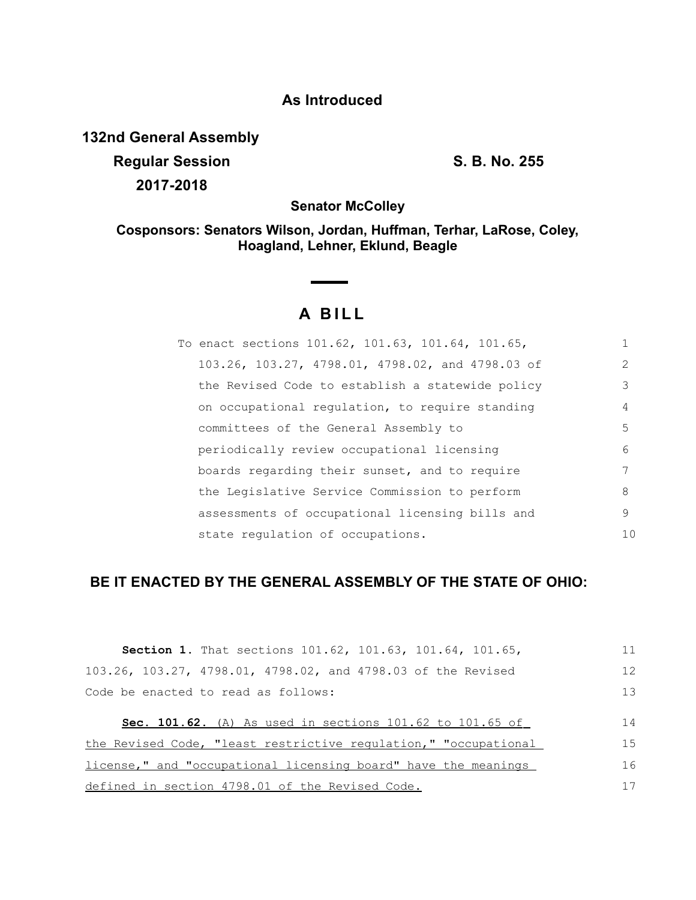**As Introduced**

**132nd General Assembly**

**Regular Session** **S. B. No. 255**

**2017-2018**

**Senator McColley**

**Cosponsors: Senators Wilson, Jordan, Huffman, Terhar, LaRose, Coley, Hoagland, Lehner, Eklund, Beagle**

# A BILL

To enact sections 101.62, 101.63, 101.64, 101.65, 103.26, 103.27, 4798.01, 4798.02, and 4798.03 of the Revised Code to establish a statewide policy on occupational regulation, to require standing committees of the General Assembly to periodically review occupational licensing boards regarding their sunset, and to require the Legislative Service Commission to perform assessments of occupational licensing bills and state regulation of occupations.

**BE IT ENACTED BY THE GENERAL ASSEMBLY OF THE STATE OF OHIO:**

**Section 1.** That sections 101.62, 101.63, 101.64, 101.65, 103.26, 103.27, 4798.01, 4798.02, and 4798.03 of the Revised Code be enacted to read as follows:

**Sec. 101.62.** (A) As used in sections 101.62 to 101.65 of the Revised Code, "least restrictive regulation," "occupational license," and "occupational licensing board" have the meanings defined in section 4798.01 of the Revised Code.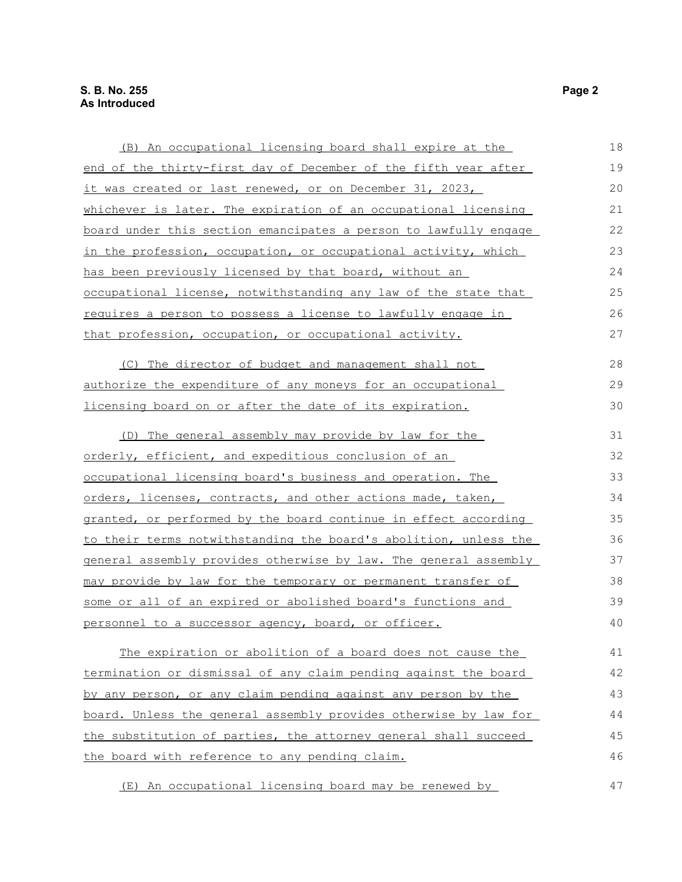(B) An occupational licensing board shall expire at the end of the thirty-first day of December of the fifth year after it was created or last renewed, or on December 31, 2023, whichever is later. The expiration of an occupational licensing board under this section emancipates a person to lawfully engage in the profession, occupation, or occupational activity, which has been previously licensed by that board, without an occupational license, notwithstanding any law of the state that requires a person to possess a license to lawfully engage in that profession, occupation, or occupational activity.

(C) The director of budget and management shall not authorize the expenditure of any moneys for an occupational licensing board on or after the date of its expiration.

(D) The general assembly may provide by law for the orderly, efficient, and expeditious conclusion of an occupational licensing board's business and operation. The orders, licenses, contracts, and other actions made, taken, granted, or performed by the board continue in effect according to their terms notwithstanding the board's abolition, unless the general assembly provides otherwise by law. The general assembly may provide by law for the temporary or permanent transfer of some or all of an expired or abolished board's functions and personnel to a successor agency, board, or officer.

The expiration or abolition of a board does not cause the termination or dismissal of any claim pending against the board by any person, or any claim pending against any person by the board. Unless the general assembly provides otherwise by law for the substitution of parties, the attorney general shall succeed the board with reference to any pending claim.

(E) An occupational licensing board may be renewed by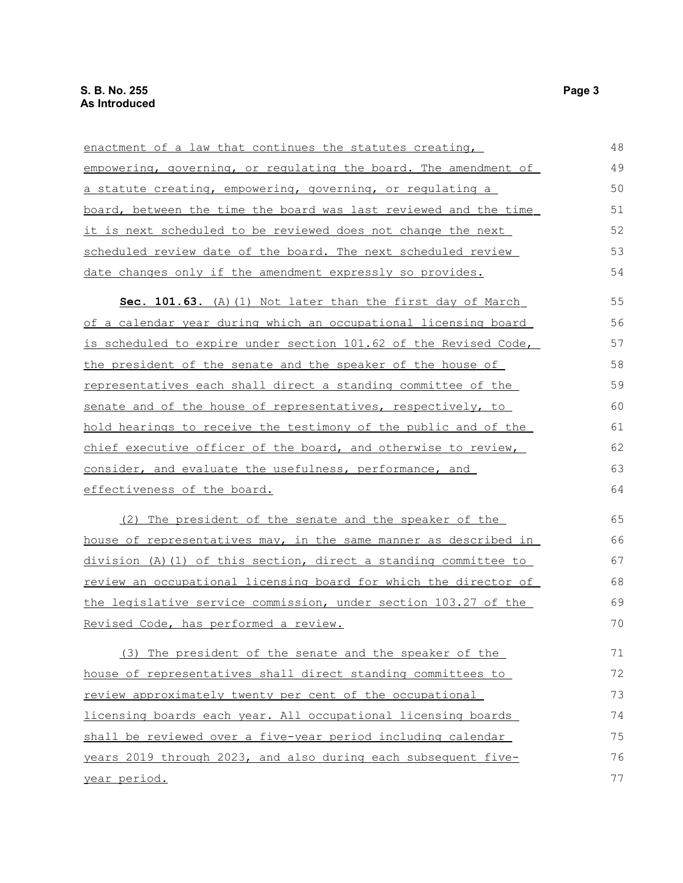enactment of a law that continues the statutes creating, empowering, governing, or regulating the board. The amendment of a statute creating, empowering, governing, or regulating a board, between the time the board was last reviewed and the time it is next scheduled to be reviewed does not change the next scheduled review date of the board. The next scheduled review date changes only if the amendment expressly so provides.

**Sec. 101.63.** (A)(1) Not later than the first day of March of a calendar year during which an occupational licensing board is scheduled to expire under section 101.62 of the Revised Code, the president of the senate and the speaker of the house of representatives each shall direct a standing committee of the senate and of the house of representatives, respectively, to hold hearings to receive the testimony of the public and of the chief executive officer of the board, and otherwise to review, consider, and evaluate the usefulness, performance, and effectiveness of the board.

(2) The president of the senate and the speaker of the house of representatives may, in the same manner as described in division (A)(1) of this section, direct a standing committee to review an occupational licensing board for which the director of the legislative service commission, under section 103.27 of the Revised Code, has performed a review.

(3) The president of the senate and the speaker of the house of representatives shall direct standing committees to review approximately twenty per cent of the occupational licensing boards each year. All occupational licensing boards shall be reviewed over a five-year period including calendar years 2019 through 2023, and also during each subsequent five-year period.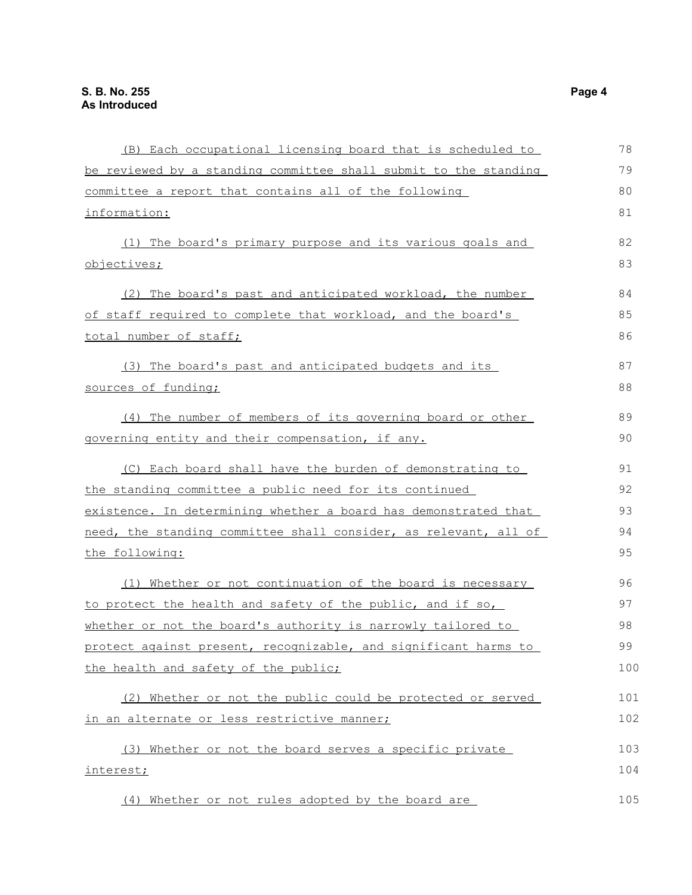(B) Each occupational licensing board that is scheduled to be reviewed by a standing committee shall submit to the standing committee a report that contains all of the following information:

(1) The board's primary purpose and its various goals and objectives;

(2) The board's past and anticipated workload, the number of staff required to complete that workload, and the board's total number of staff;

(3) The board's past and anticipated budgets and its sources of funding;

(4) The number of members of its governing board or other governing entity and their compensation, if any.

(C) Each board shall have the burden of demonstrating to the standing committee a public need for its continued existence. In determining whether a board has demonstrated that need, the standing committee shall consider, as relevant, all of the following:

(1) Whether or not continuation of the board is necessary to protect the health and safety of the public, and if so, whether or not the board's authority is narrowly tailored to protect against present, recognizable, and significant harms to the health and safety of the public;

(2) Whether or not the public could be protected or served in an alternate or less restrictive manner;

(3) Whether or not the board serves a specific private interest;

(4) Whether or not rules adopted by the board are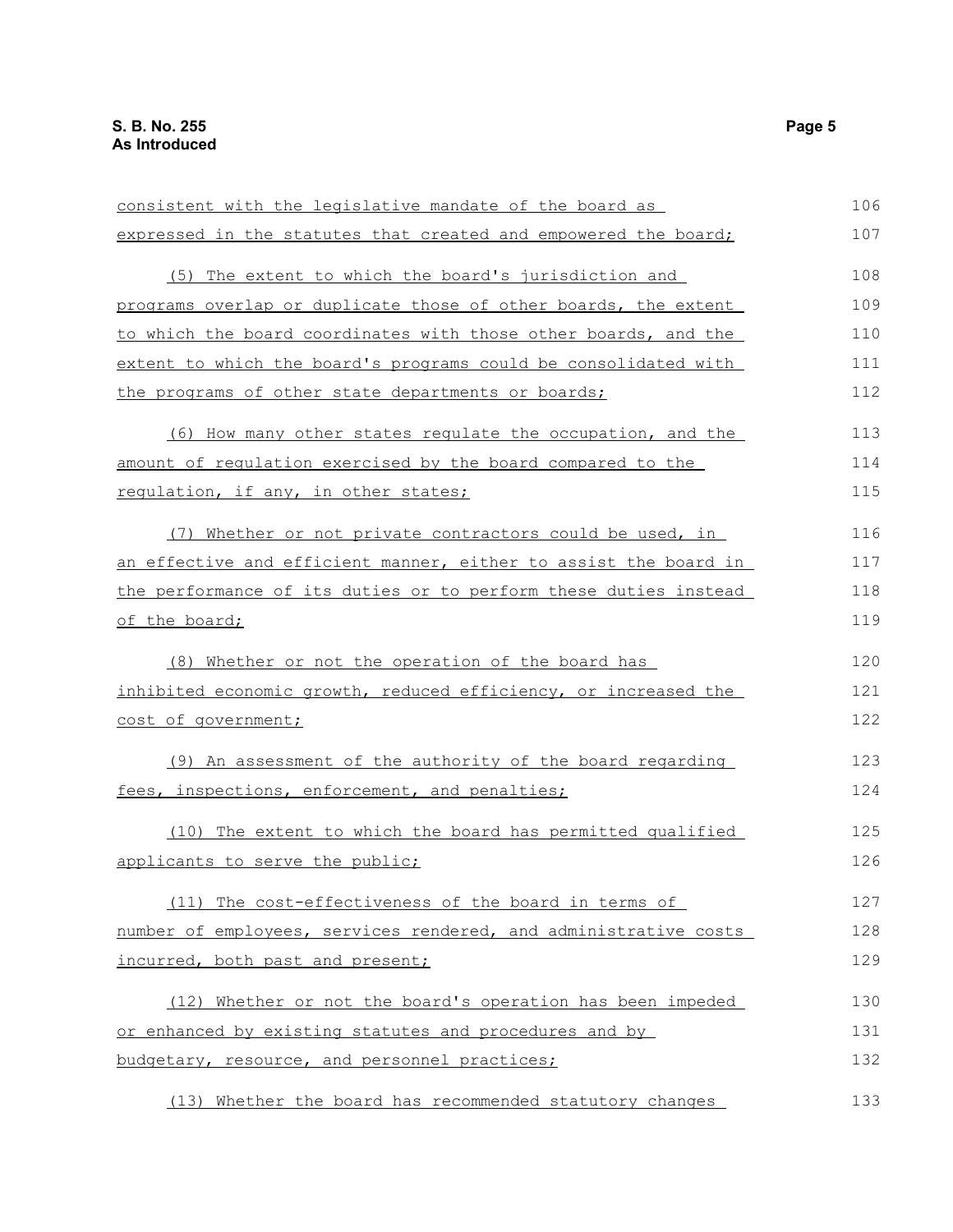consistent with the legislative mandate of the board as expressed in the statutes that created and empowered the board;

(5) The extent to which the board's jurisdiction and programs overlap or duplicate those of other boards, the extent to which the board coordinates with those other boards, and the extent to which the board's programs could be consolidated with the programs of other state departments or boards;

(6) How many other states regulate the occupation, and the amount of regulation exercised by the board compared to the regulation, if any, in other states;

(7) Whether or not private contractors could be used, in an effective and efficient manner, either to assist the board in the performance of its duties or to perform these duties instead of the board;

(8) Whether or not the operation of the board has inhibited economic growth, reduced efficiency, or increased the cost of government;

(9) An assessment of the authority of the board regarding fees, inspections, enforcement, and penalties;

(10) The extent to which the board has permitted qualified applicants to serve the public;

(11) The cost-effectiveness of the board in terms of number of employees, services rendered, and administrative costs incurred, both past and present;

(12) Whether or not the board's operation has been impeded or enhanced by existing statutes and procedures and by budgetary, resource, and personnel practices;

(13) Whether the board has recommended statutory changes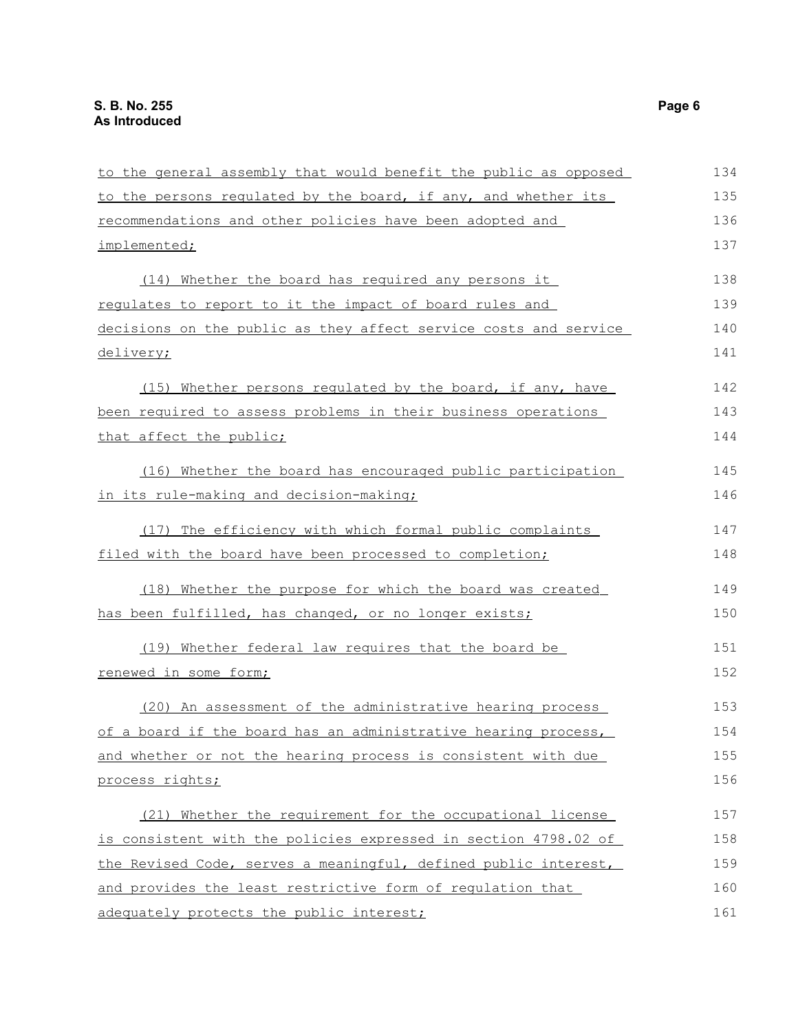to the general assembly that would benefit the public as opposed to the persons regulated by the board, if any, and whether its recommendations and other policies have been adopted and implemented;

(14) Whether the board has required any persons it regulates to report to it the impact of board rules and decisions on the public as they affect service costs and service delivery;

(15) Whether persons regulated by the board, if any, have been required to assess problems in their business operations that affect the public;

(16) Whether the board has encouraged public participation in its rule-making and decision-making;

(17) The efficiency with which formal public complaints filed with the board have been processed to completion;

(18) Whether the purpose for which the board was created has been fulfilled, has changed, or no longer exists;

(19) Whether federal law requires that the board be renewed in some form;

(20) An assessment of the administrative hearing process of a board if the board has an administrative hearing process, and whether or not the hearing process is consistent with due process rights;

(21) Whether the requirement for the occupational license is consistent with the policies expressed in section 4798.02 of the Revised Code, serves a meaningful, defined public interest, and provides the least restrictive form of regulation that adequately protects the public interest;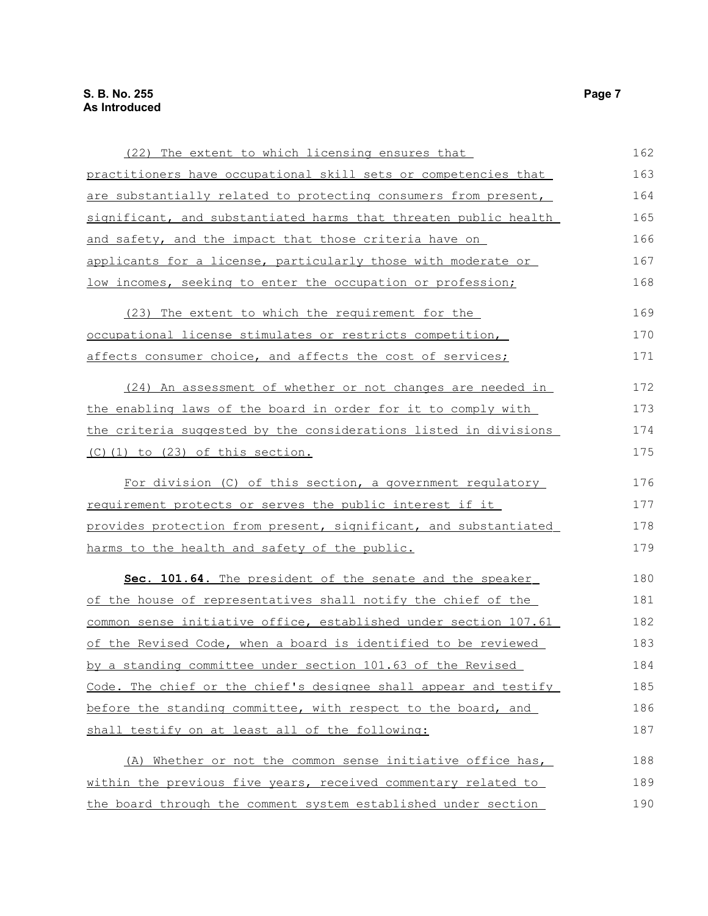(22) The extent to which licensing ensures that practitioners have occupational skill sets or competencies that are substantially related to protecting consumers from present, significant, and substantiated harms that threaten public health and safety, and the impact that those criteria have on applicants for a license, particularly those with moderate or low incomes, seeking to enter the occupation or profession;

(23) The extent to which the requirement for the occupational license stimulates or restricts competition, affects consumer choice, and affects the cost of services;

(24) An assessment of whether or not changes are needed in the enabling laws of the board in order for it to comply with the criteria suggested by the considerations listed in divisions (C)(1) to (23) of this section.

For division (C) of this section, a government regulatory requirement protects or serves the public interest if it provides protection from present, significant, and substantiated harms to the health and safety of the public.

**Sec. 101.64.** The president of the senate and the speaker of the house of representatives shall notify the chief of the common sense initiative office, established under section 107.61 of the Revised Code, when a board is identified to be reviewed by a standing committee under section 101.63 of the Revised Code. The chief or the chief's designee shall appear and testify before the standing committee, with respect to the board, and shall testify on at least all of the following:

(A) Whether or not the common sense initiative office has, within the previous five years, received commentary related to the board through the comment system established under section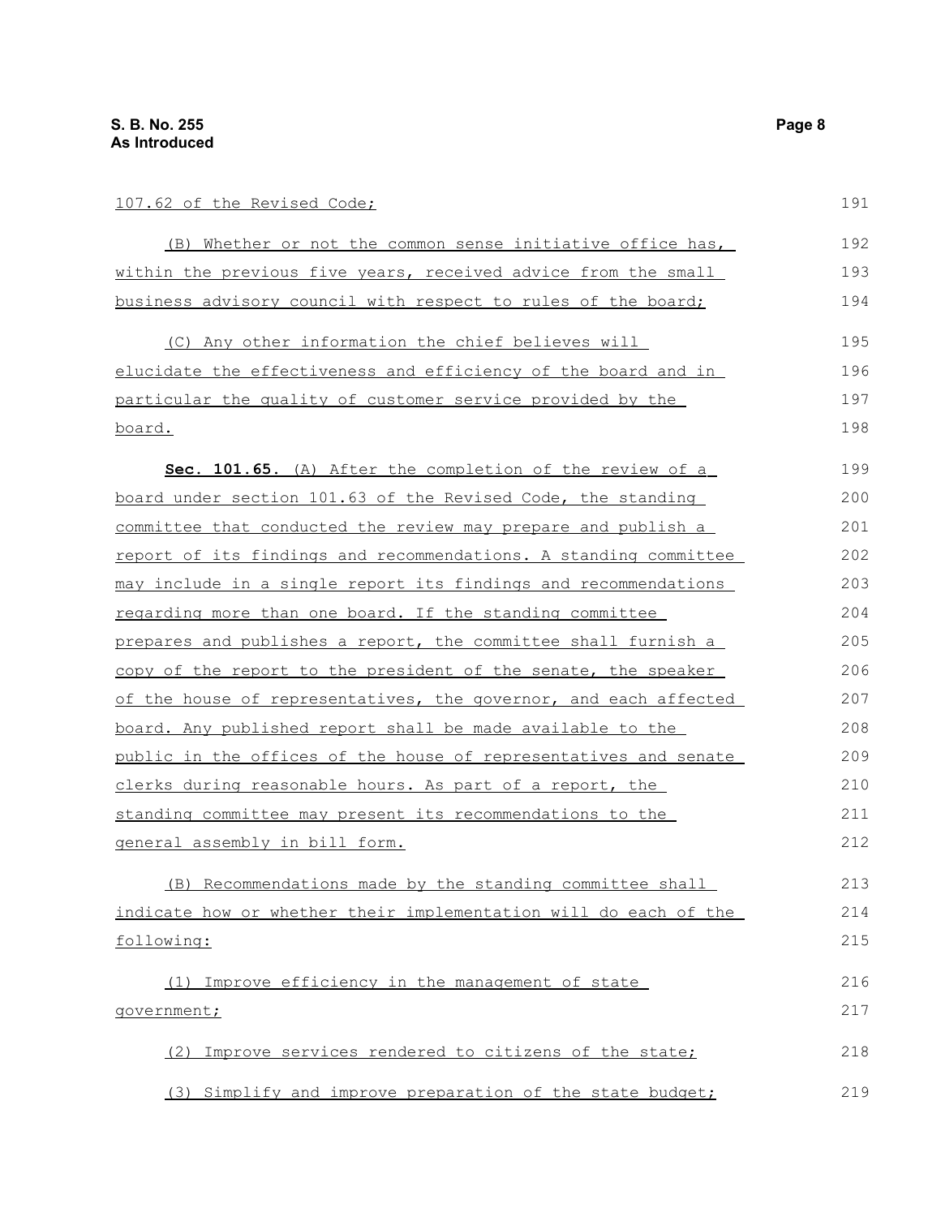107.62 of the Revised Code;

(B) Whether or not the common sense initiative office has, within the previous five years, received advice from the small business advisory council with respect to rules of the board;

(C) Any other information the chief believes will elucidate the effectiveness and efficiency of the board and in particular the quality of customer service provided by the board.

**Sec. 101.65.** (A) After the completion of the review of a board under section 101.63 of the Revised Code, the standing committee that conducted the review may prepare and publish a report of its findings and recommendations. A standing committee may include in a single report its findings and recommendations regarding more than one board. If the standing committee prepares and publishes a report, the committee shall furnish a copy of the report to the president of the senate, the speaker of the house of representatives, the governor, and each affected board. Any published report shall be made available to the public in the offices of the house of representatives and senate clerks during reasonable hours. As part of a report, the standing committee may present its recommendations to the general assembly in bill form.

(B) Recommendations made by the standing committee shall indicate how or whether their implementation will do each of the following:

(1) Improve efficiency in the management of state government;

(2) Improve services rendered to citizens of the state;

(3) Simplify and improve preparation of the state budget;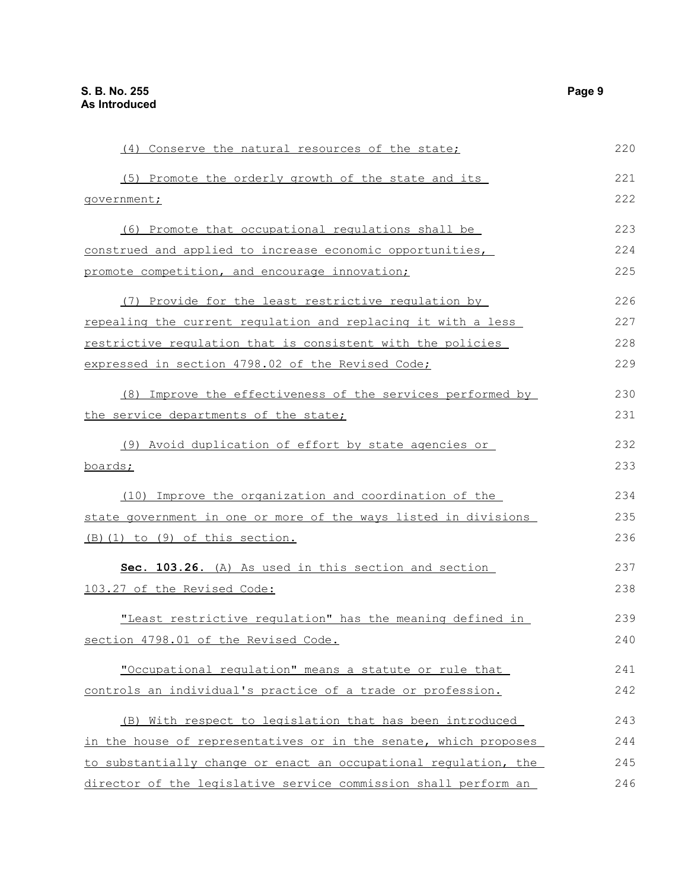(4) Conserve the natural resources of the state;

(5) Promote the orderly growth of the state and its government;

(6) Promote that occupational regulations shall be construed and applied to increase economic opportunities, promote competition, and encourage innovation;

(7) Provide for the least restrictive regulation by repealing the current regulation and replacing it with a less restrictive regulation that is consistent with the policies expressed in section 4798.02 of the Revised Code;

(8) Improve the effectiveness of the services performed by the service departments of the state;

(9) Avoid duplication of effort by state agencies or boards;

(10) Improve the organization and coordination of the state government in one or more of the ways listed in divisions (B)(1) to (9) of this section.

**Sec. 103.26.** (A) As used in this section and section 103.27 of the Revised Code:

"Least restrictive regulation" has the meaning defined in section 4798.01 of the Revised Code.

"Occupational regulation" means a statute or rule that controls an individual's practice of a trade or profession.

(B) With respect to legislation that has been introduced in the house of representatives or in the senate, which proposes to substantially change or enact an occupational regulation, the director of the legislative service commission shall perform an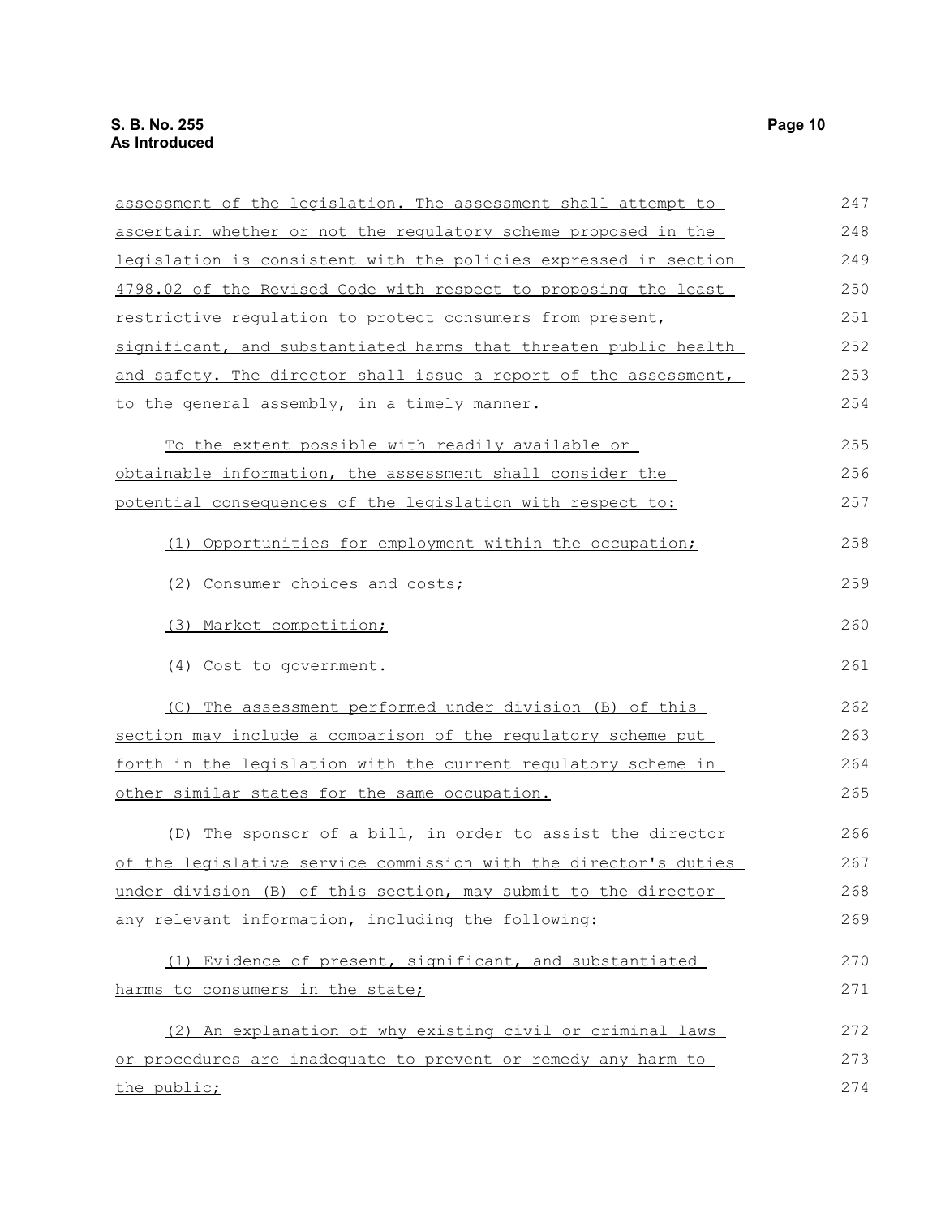assessment of the legislation. The assessment shall attempt to ascertain whether or not the regulatory scheme proposed in the legislation is consistent with the policies expressed in section 4798.02 of the Revised Code with respect to proposing the least restrictive regulation to protect consumers from present, significant, and substantiated harms that threaten public health and safety. The director shall issue a report of the assessment, to the general assembly, in a timely manner.

To the extent possible with readily available or obtainable information, the assessment shall consider the potential consequences of the legislation with respect to:

(1) Opportunities for employment within the occupation;

(2) Consumer choices and costs;

(3) Market competition;

(4) Cost to government.

(C) The assessment performed under division (B) of this section may include a comparison of the regulatory scheme put forth in the legislation with the current regulatory scheme in other similar states for the same occupation.

(D) The sponsor of a bill, in order to assist the director of the legislative service commission with the director's duties under division (B) of this section, may submit to the director any relevant information, including the following:

(1) Evidence of present, significant, and substantiated harms to consumers in the state;

(2) An explanation of why existing civil or criminal laws or procedures are inadequate to prevent or remedy any harm to the public;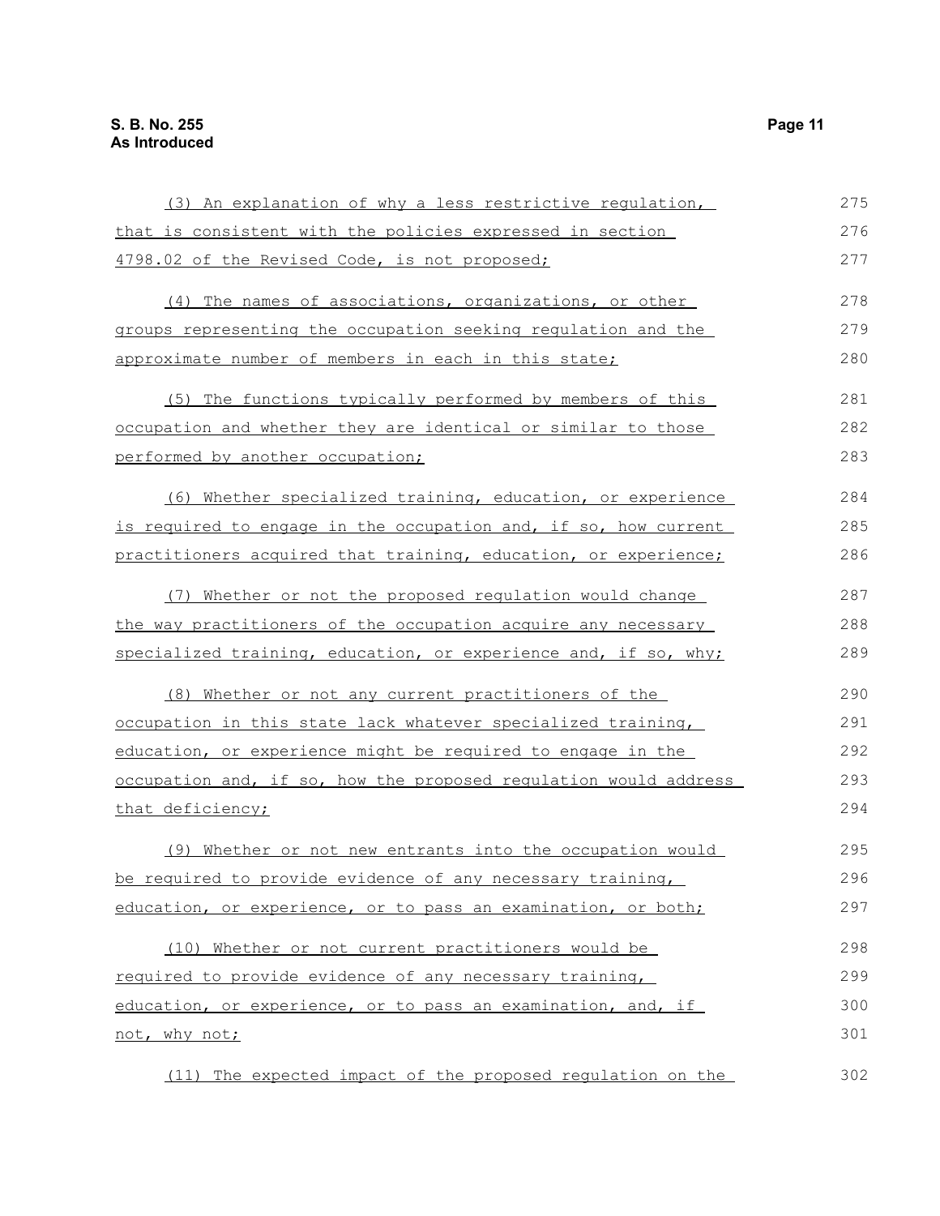(3) An explanation of why a less restrictive regulation, that is consistent with the policies expressed in section 4798.02 of the Revised Code, is not proposed;

(4) The names of associations, organizations, or other groups representing the occupation seeking regulation and the approximate number of members in each in this state;

(5) The functions typically performed by members of this occupation and whether they are identical or similar to those performed by another occupation;

(6) Whether specialized training, education, or experience is required to engage in the occupation and, if so, how current practitioners acquired that training, education, or experience;

(7) Whether or not the proposed regulation would change the way practitioners of the occupation acquire any necessary specialized training, education, or experience and, if so, why;

(8) Whether or not any current practitioners of the occupation in this state lack whatever specialized training, education, or experience might be required to engage in the occupation and, if so, how the proposed regulation would address that deficiency;

(9) Whether or not new entrants into the occupation would be required to provide evidence of any necessary training, education, or experience, or to pass an examination, or both;

(10) Whether or not current practitioners would be required to provide evidence of any necessary training, education, or experience, or to pass an examination, and, if not, why not;

(11) The expected impact of the proposed regulation on the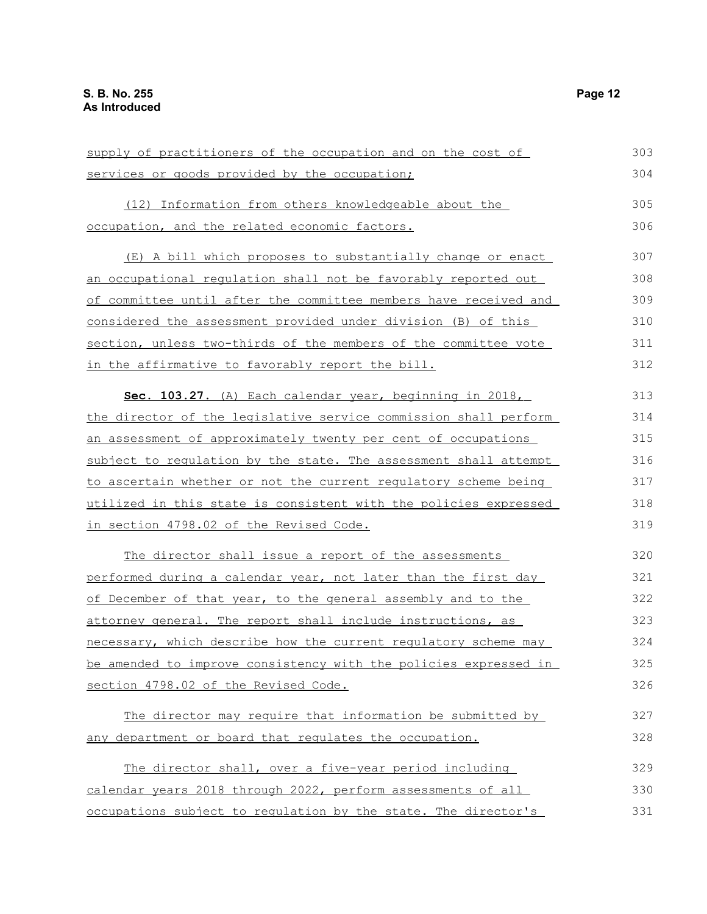supply of practitioners of the occupation and on the cost of services or goods provided by the occupation;

(12) Information from others knowledgeable about the occupation, and the related economic factors.

(E) A bill which proposes to substantially change or enact an occupational regulation shall not be favorably reported out of committee until after the committee members have received and considered the assessment provided under division (B) of this section, unless two-thirds of the members of the committee vote in the affirmative to favorably report the bill.

**Sec. 103.27.** (A) Each calendar year, beginning in 2018, the director of the legislative service commission shall perform an assessment of approximately twenty per cent of occupations subject to regulation by the state. The assessment shall attempt to ascertain whether or not the current regulatory scheme being utilized in this state is consistent with the policies expressed in section 4798.02 of the Revised Code.

The director shall issue a report of the assessments performed during a calendar year, not later than the first day of December of that year, to the general assembly and to the attorney general. The report shall include instructions, as necessary, which describe how the current regulatory scheme may be amended to improve consistency with the policies expressed in section 4798.02 of the Revised Code.

The director may require that information be submitted by any department or board that regulates the occupation.

The director shall, over a five-year period including calendar years 2018 through 2022, perform assessments of all occupations subject to regulation by the state. The director's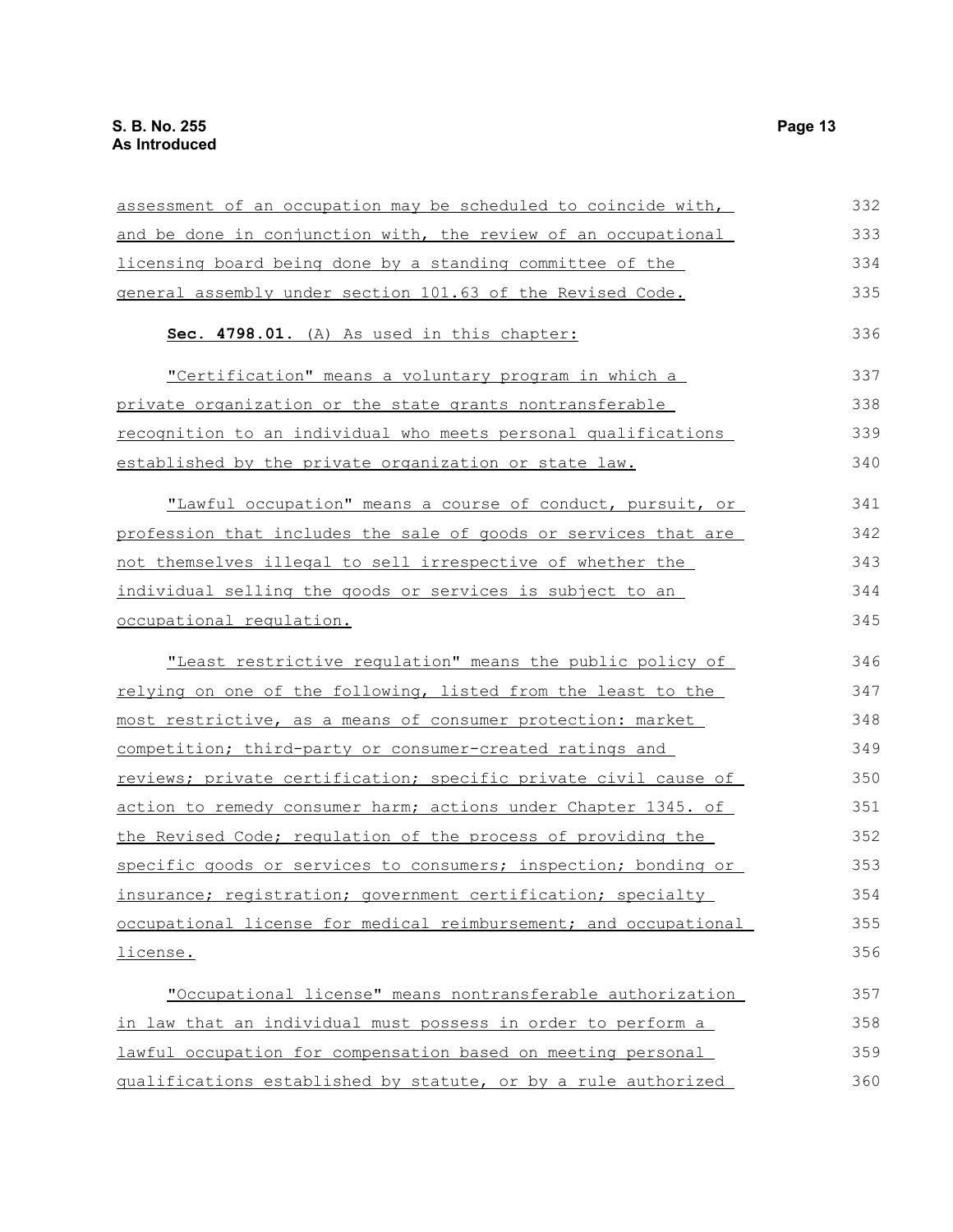assessment of an occupation may be scheduled to coincide with, and be done in conjunction with, the review of an occupational licensing board being done by a standing committee of the general assembly under section 101.63 of the Revised Code.

**Sec. 4798.01.** (A) As used in this chapter:

"Certification" means a voluntary program in which a private organization or the state grants nontransferable recognition to an individual who meets personal qualifications established by the private organization or state law.

"Lawful occupation" means a course of conduct, pursuit, or profession that includes the sale of goods or services that are not themselves illegal to sell irrespective of whether the individual selling the goods or services is subject to an occupational regulation.

"Least restrictive regulation" means the public policy of relying on one of the following, listed from the least to the most restrictive, as a means of consumer protection: market competition; third-party or consumer-created ratings and reviews; private certification; specific private civil cause of action to remedy consumer harm; actions under Chapter 1345. of the Revised Code; regulation of the process of providing the specific goods or services to consumers; inspection; bonding or insurance; registration; government certification; specialty occupational license for medical reimbursement; and occupational license.

"Occupational license" means nontransferable authorization in law that an individual must possess in order to perform a lawful occupation for compensation based on meeting personal qualifications established by statute, or by a rule authorized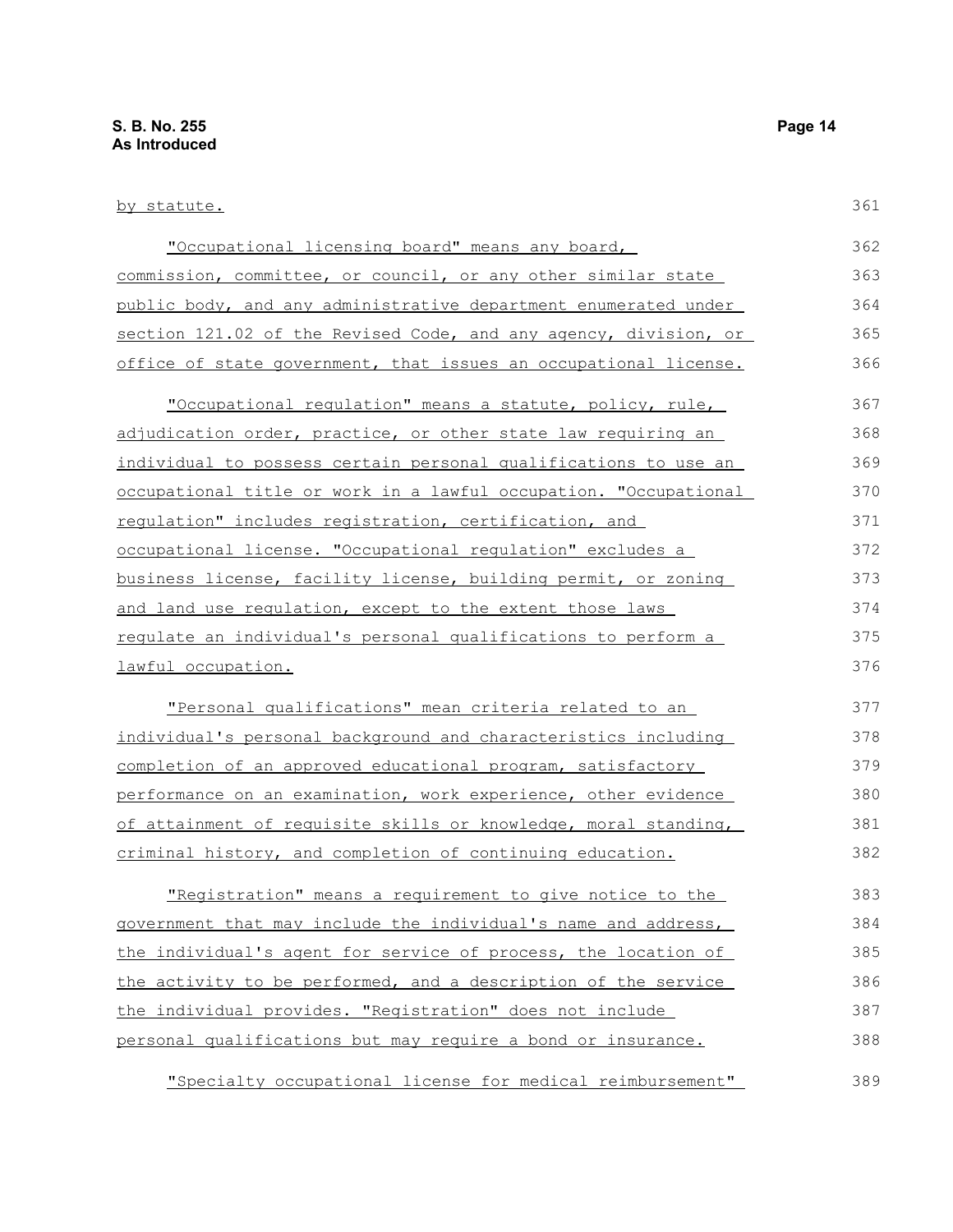by statute.

"Occupational licensing board" means any board, commission, committee, or council, or any other similar state public body, and any administrative department enumerated under section 121.02 of the Revised Code, and any agency, division, or office of state government, that issues an occupational license.

"Occupational regulation" means a statute, policy, rule, adjudication order, practice, or other state law requiring an individual to possess certain personal qualifications to use an occupational title or work in a lawful occupation. "Occupational regulation" includes registration, certification, and occupational license. "Occupational regulation" excludes a business license, facility license, building permit, or zoning and land use regulation, except to the extent those laws regulate an individual's personal qualifications to perform a lawful occupation.

"Personal qualifications" mean criteria related to an individual's personal background and characteristics including completion of an approved educational program, satisfactory performance on an examination, work experience, other evidence of attainment of requisite skills or knowledge, moral standing, criminal history, and completion of continuing education.

"Registration" means a requirement to give notice to the government that may include the individual's name and address, the individual's agent for service of process, the location of the activity to be performed, and a description of the service the individual provides. "Registration" does not include personal qualifications but may require a bond or insurance.

"Specialty occupational license for medical reimbursement"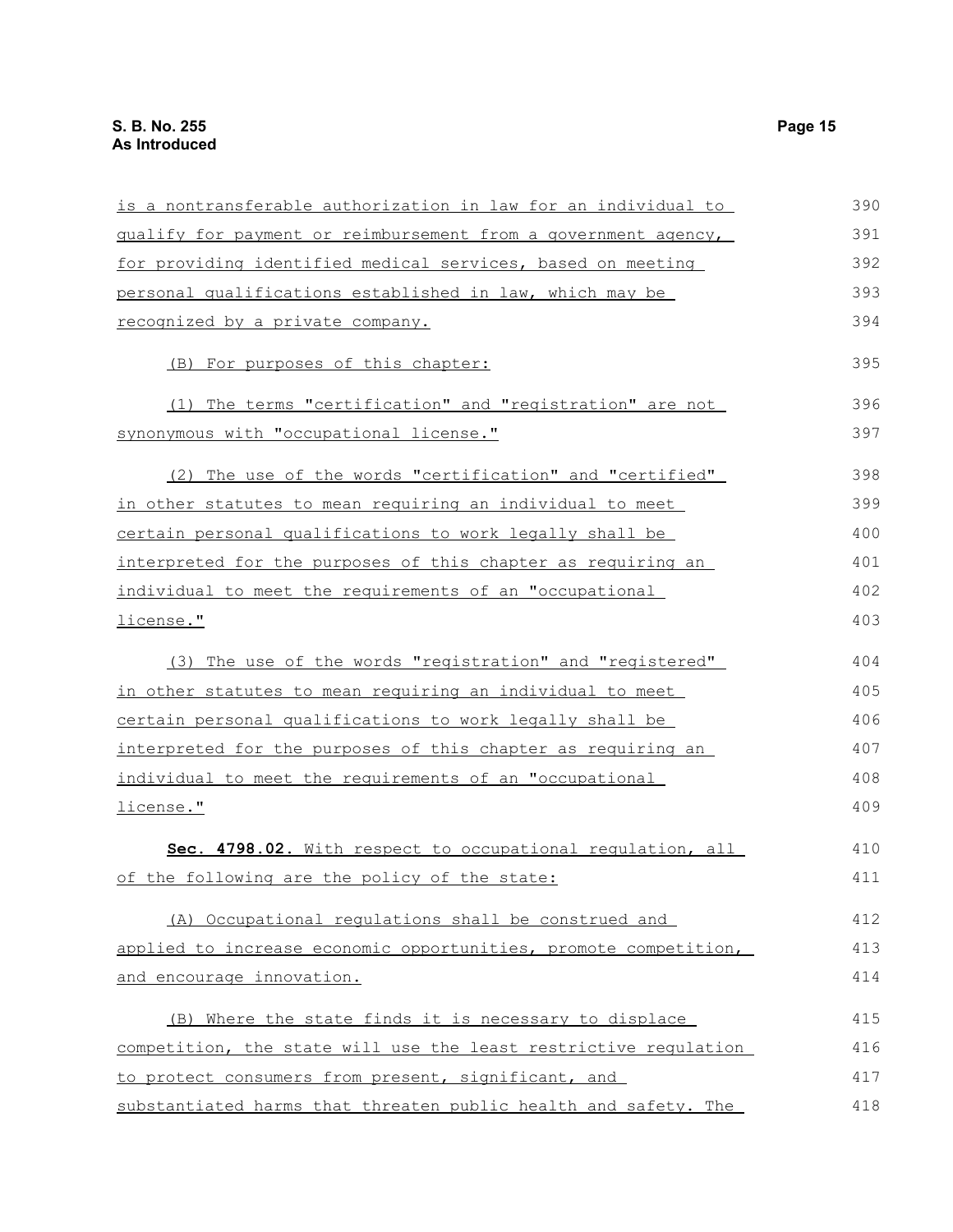is a nontransferable authorization in law for an individual to qualify for payment or reimbursement from a government agency, for providing identified medical services, based on meeting personal qualifications established in law, which may be recognized by a private company.

(B) For purposes of this chapter:

(1) The terms "certification" and "registration" are not synonymous with "occupational license."

(2) The use of the words "certification" and "certified" in other statutes to mean requiring an individual to meet certain personal qualifications to work legally shall be interpreted for the purposes of this chapter as requiring an individual to meet the requirements of an "occupational license."

(3) The use of the words "registration" and "registered" in other statutes to mean requiring an individual to meet certain personal qualifications to work legally shall be interpreted for the purposes of this chapter as requiring an individual to meet the requirements of an "occupational license."

**Sec. 4798.02.** With respect to occupational regulation, all of the following are the policy of the state:

(A) Occupational regulations shall be construed and applied to increase economic opportunities, promote competition, and encourage innovation.

(B) Where the state finds it is necessary to displace competition, the state will use the least restrictive regulation to protect consumers from present, significant, and substantiated harms that threaten public health and safety. The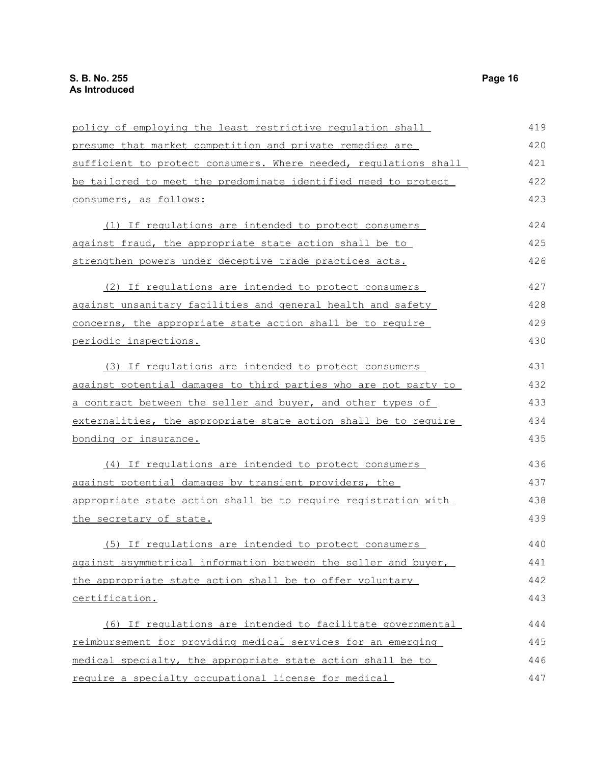policy of employing the least restrictive regulation shall presume that market competition and private remedies are sufficient to protect consumers. Where needed, regulations shall be tailored to meet the predominate identified need to protect consumers, as follows:

(1) If regulations are intended to protect consumers against fraud, the appropriate state action shall be to strengthen powers under deceptive trade practices acts.

(2) If regulations are intended to protect consumers against unsanitary facilities and general health and safety concerns, the appropriate state action shall be to require periodic inspections.

(3) If regulations are intended to protect consumers against potential damages to third parties who are not party to a contract between the seller and buyer, and other types of externalities, the appropriate state action shall be to require bonding or insurance.

(4) If regulations are intended to protect consumers against potential damages by transient providers, the appropriate state action shall be to require registration with the secretary of state.

(5) If regulations are intended to protect consumers against asymmetrical information between the seller and buyer, the appropriate state action shall be to offer voluntary certification.

(6) If regulations are intended to facilitate governmental reimbursement for providing medical services for an emerging medical specialty, the appropriate state action shall be to require a specialty occupational license for medical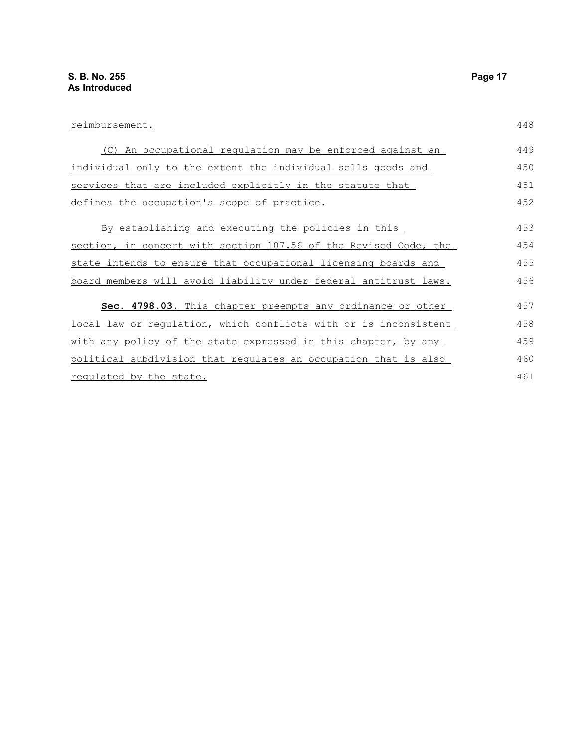reimbursement.

(C) An occupational regulation may be enforced against an individual only to the extent the individual sells goods and services that are included explicitly in the statute that defines the occupation's scope of practice.

By establishing and executing the policies in this section, in concert with section 107.56 of the Revised Code, the state intends to ensure that occupational licensing boards and board members will avoid liability under federal antitrust laws.

**Sec. 4798.03.** This chapter preempts any ordinance or other local law or regulation, which conflicts with or is inconsistent with any policy of the state expressed in this chapter, by any political subdivision that regulates an occupation that is also regulated by the state.